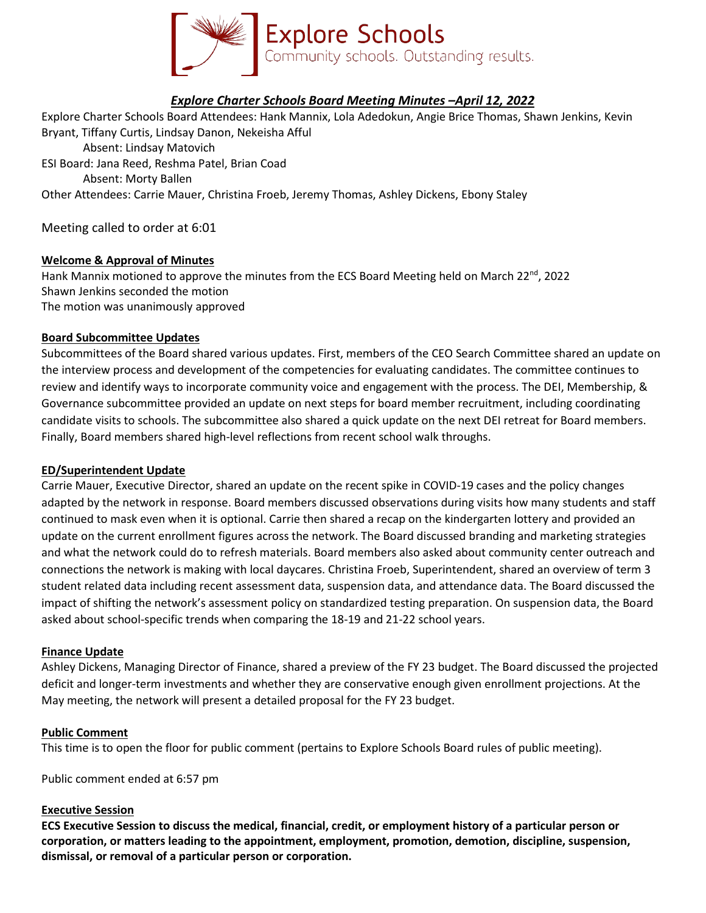Explore Schools
Community schools. Outstanding results.

# *Explore Charter Schools Board Meeting Minutes –April 12, 2022*

Explore Charter Schools Board Attendees: Hank Mannix, Lola Adedokun, Angie Brice Thomas, Shawn Jenkins, Kevin Bryant, Tiffany Curtis, Lindsay Danon, Nekeisha Afful

Absent: Lindsay Matovich

ESI Board: Jana Reed, Reshma Patel, Brian Coad

Absent: Morty Ballen

Other Attendees: Carrie Mauer, Christina Froeb, Jeremy Thomas, Ashley Dickens, Ebony Staley

Meeting called to order at 6:01

## Welcome & Approval of Minutes

Hank Mannix motioned to approve the minutes from the ECS Board Meeting held on March 22nd, 2022
Shawn Jenkins seconded the motion
The motion was unanimously approved

## Board Subcommittee Updates

Subcommittees of the Board shared various updates. First, members of the CEO Search Committee shared an update on the interview process and development of the competencies for evaluating candidates. The committee continues to review and identify ways to incorporate community voice and engagement with the process. The DEI, Membership, & Governance subcommittee provided an update on next steps for board member recruitment, including coordinating candidate visits to schools. The subcommittee also shared a quick update on the next DEI retreat for Board members. Finally, Board members shared high-level reflections from recent school walk throughs.

## ED/Superintendent Update

Carrie Mauer, Executive Director, shared an update on the recent spike in COVID-19 cases and the policy changes adapted by the network in response. Board members discussed observations during visits how many students and staff continued to mask even when it is optional. Carrie then shared a recap on the kindergarten lottery and provided an update on the current enrollment figures across the network. The Board discussed branding and marketing strategies and what the network could do to refresh materials. Board members also asked about community center outreach and connections the network is making with local daycares. Christina Froeb, Superintendent, shared an overview of term 3 student related data including recent assessment data, suspension data, and attendance data. The Board discussed the impact of shifting the network's assessment policy on standardized testing preparation. On suspension data, the Board asked about school-specific trends when comparing the 18-19 and 21-22 school years.

## Finance Update

Ashley Dickens, Managing Director of Finance, shared a preview of the FY 23 budget. The Board discussed the projected deficit and longer-term investments and whether they are conservative enough given enrollment projections. At the May meeting, the network will present a detailed proposal for the FY 23 budget.

## Public Comment

This time is to open the floor for public comment (pertains to Explore Schools Board rules of public meeting).

Public comment ended at 6:57 pm

## Executive Session

**ECS Executive Session to discuss the medical, financial, credit, or employment history of a particular person or corporation, or matters leading to the appointment, employment, promotion, demotion, discipline, suspension, dismissal, or removal of a particular person or corporation.**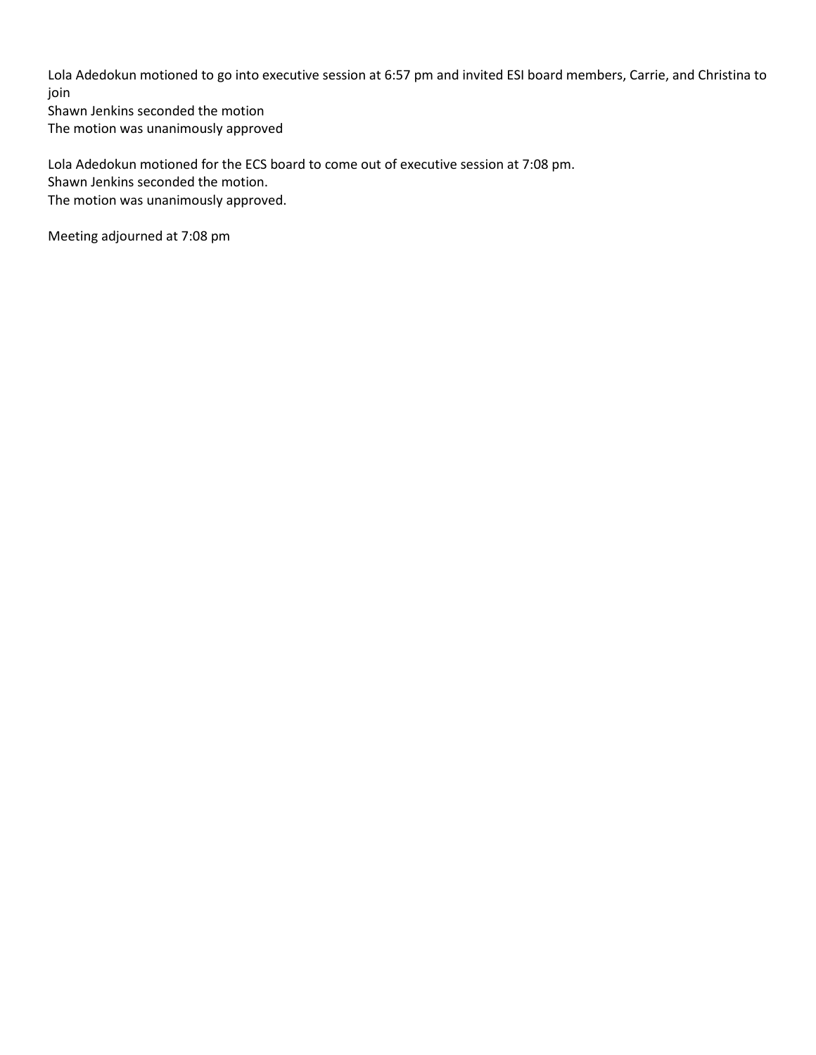Lola Adedokun motioned to go into executive session at 6:57 pm and invited ESI board members, Carrie, and Christina to join
Shawn Jenkins seconded the motion
The motion was unanimously approved

Lola Adedokun motioned for the ECS board to come out of executive session at 7:08 pm.
Shawn Jenkins seconded the motion.
The motion was unanimously approved.

Meeting adjourned at 7:08 pm